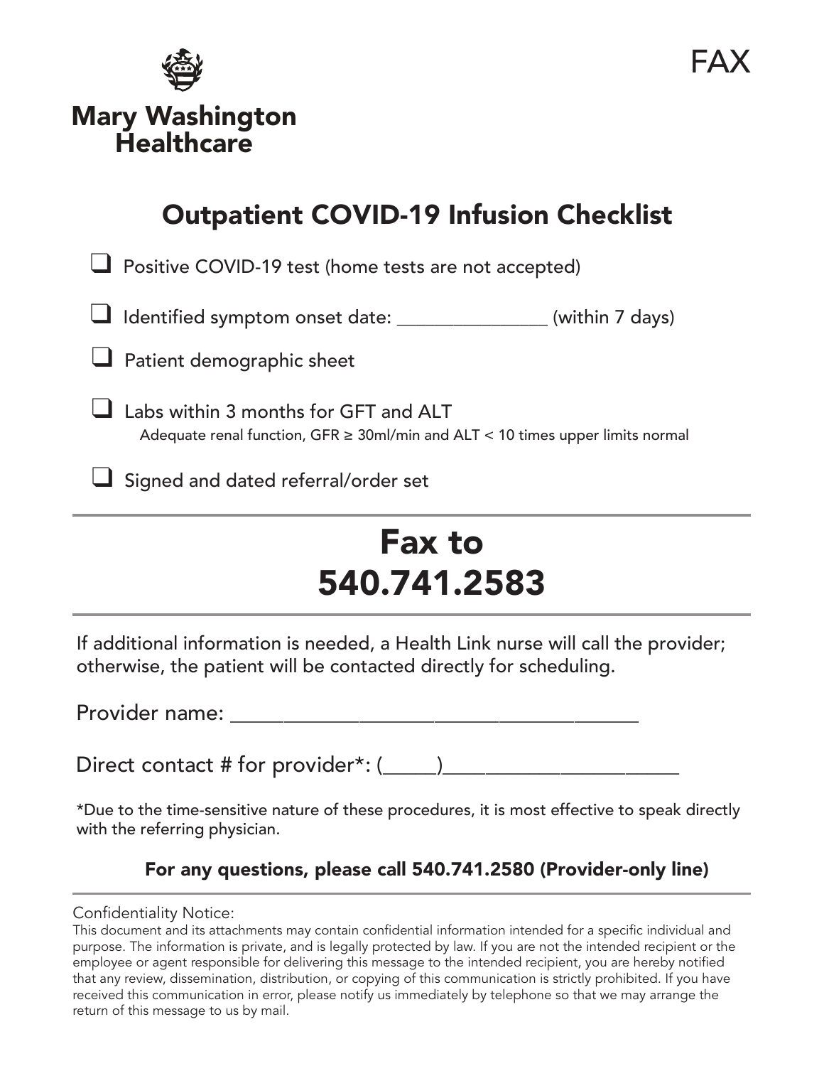FAX

Mary Washington Healthcare

# Outpatient COVID-19 Infusion Checklist

- [ ] Positive COVID-19 test (home tests are not accepted)
- [ ] Identified symptom onset date: _______________ (within 7 days)
- [ ] Patient demographic sheet
- [ ] Labs within 3 months for GFT and ALT
  Adequate renal function, GFR ≥ 30ml/min and ALT < 10 times upper limits normal
- [ ] Signed and dated referral/order set

---

# Fax to
# 540.741.2583

---

If additional information is needed, a Health Link nurse will call the provider; otherwise, the patient will be contacted directly for scheduling.

Provider name: _______________________________________

Direct contact # for provider*: (_____)______________________

*Due to the time-sensitive nature of these procedures, it is most effective to speak directly with the referring physician.

**For any questions, please call 540.741.2580 (Provider-only line)**

---

Confidentiality Notice:
This document and its attachments may contain confidential information intended for a specific individual and purpose. The information is private, and is legally protected by law. If you are not the intended recipient or the employee or agent responsible for delivering this message to the intended recipient, you are hereby notified that any review, dissemination, distribution, or copying of this communication is strictly prohibited. If you have received this communication in error, please notify us immediately by telephone so that we may arrange the return of this message to us by mail.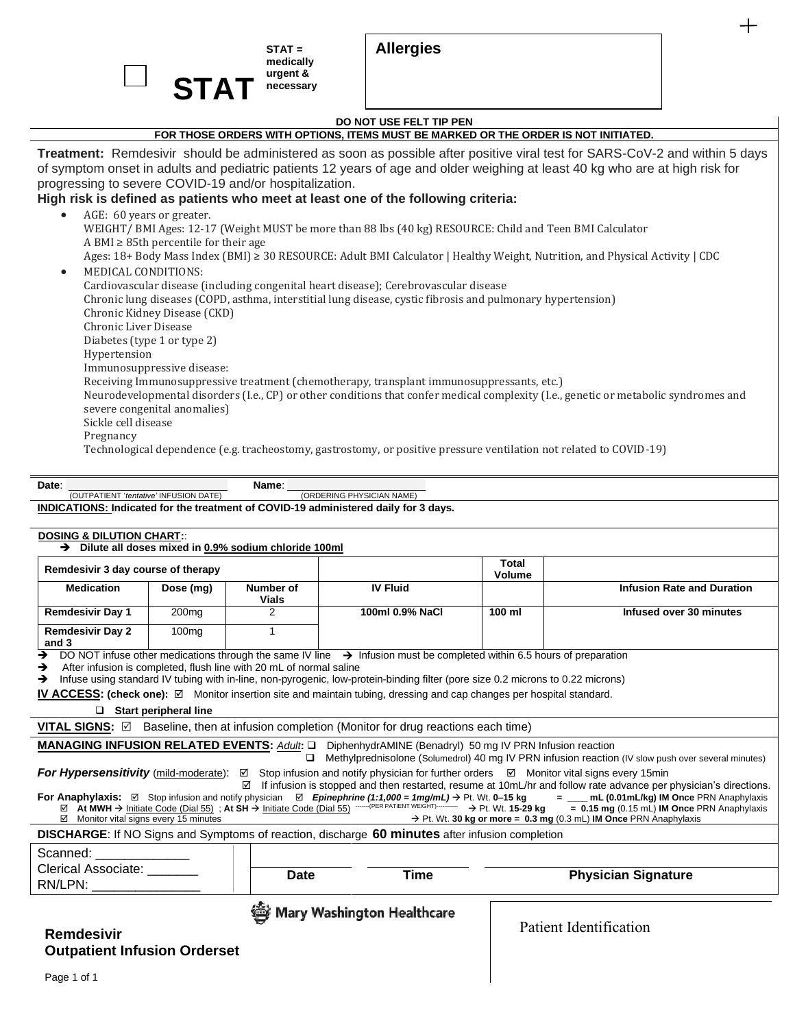☐ **STAT** STAT = medically urgent & necessary

**Allergies**

**DO NOT USE FELT TIP PEN**

**FOR THOSE ORDERS WITH OPTIONS, ITEMS MUST BE MARKED OR THE ORDER IS NOT INITIATED.**

**Treatment:** Remdesivir should be administered as soon as possible after positive viral test for SARS-CoV-2 and within 5 days of symptom onset in adults and pediatric patients 12 years of age and older weighing at least 40 kg who are at high risk for progressing to severe COVID-19 and/or hospitalization.

**High risk is defined as patients who meet at least one of the following criteria:**

- AGE: 60 years or greater.
  WEIGHT/ BMI Ages: 12-17 (Weight MUST be more than 88 lbs (40 kg) RESOURCE: Child and Teen BMI Calculator
  A BMI ≥ 85th percentile for their age
  Ages: 18+ Body Mass Index (BMI) ≥ 30 RESOURCE: Adult BMI Calculator | Healthy Weight, Nutrition, and Physical Activity | CDC
- MEDICAL CONDITIONS:
  Cardiovascular disease (including congenital heart disease); Cerebrovascular disease
  Chronic lung diseases (COPD, asthma, interstitial lung disease, cystic fibrosis and pulmonary hypertension)
  Chronic Kidney Disease (CKD)
  Chronic Liver Disease
  Diabetes (type 1 or type 2)
  Hypertension
  Immunosuppressive disease:
  Receiving Immunosuppressive treatment (chemotherapy, transplant immunosuppressants, etc.)
  Neurodevelopmental disorders (I.e., CP) or other conditions that confer medical complexity (I.e., genetic or metabolic syndromes and severe congenital anomalies)
  Sickle cell disease
  Pregnancy
  Technological dependence (e.g. tracheostomy, gastrostomy, or positive pressure ventilation not related to COVID-19)

**Date**: ____________________ (OUTPATIENT '*tentative*' INFUSION DATE) **Name**: ____________________ (ORDERING PHYSICIAN NAME)

**INDICATIONS: Indicated for the treatment of COVID-19 administered daily for 3 days.**

**DOSING & DILUTION CHART:**:

→ **Dilute all doses mixed in 0.9% sodium chloride 100ml**

| Remdesivir 3 day course of therapy | | | | Total Volume | |
|---|---|---|---|---|---|
| **Medication** | **Dose (mg)** | **Number of Vials** | **IV Fluid** | | **Infusion Rate and Duration** |
| **Remdesivir Day 1** | 200mg | 2 | **100ml 0.9% NaCl** | **100 ml** | **Infused over 30 minutes** |
| **Remdesivir Day 2 and 3** | 100mg | 1 | | | |

→ DO NOT infuse other medications through the same IV line → Infusion must be completed within 6.5 hours of preparation

→ After infusion is completed, flush line with 20 mL of normal saline

→ Infuse using standard IV tubing with in-line, non-pyrogenic, low-protein-binding filter (pore size 0.2 microns to 0.22 microns)

**IV ACCESS: (check one):** ☑ Monitor insertion site and maintain tubing, dressing and cap changes per hospital standard.

☐ **Start peripheral line**

**VITAL SIGNS:** ☑ Baseline, then at infusion completion (Monitor for drug reactions each time)

**MANAGING INFUSION RELATED EVENTS:** *Adult*: ☐ DiphenhydrAMINE (Benadryl) 50 mg IV PRN Infusion reaction
☐ Methylprednisolone (Solumedrol) 40 mg IV PRN infusion reaction (IV slow push over several minutes)

***For Hypersensitivity*** (mild-moderate): ☑ Stop infusion and notify physician for further orders ☑ Monitor vital signs every 15min
☑ If infusion is stopped and then restarted, resume at 10mL/hr and follow rate advance per physician's directions.

**For Anaphylaxis:** ☑ Stop infusion and notify physician ☑ ***Epinephrine (1:1,000 = 1mg/mL)*** → Pt. Wt. **0–15 kg** = ____ **mL (0.01mL/kg) IM Once** PRN Anaphylaxis
☑ **At MWH** → Initiate Code (Dial 55) ; **At SH** → Initiate Code (Dial 55) -------(PER PATIENT WEIGHT)---------- → Pt. Wt. **15-29 kg** = **0.15 mg** (0.15 mL) **IM Once** PRN Anaphylaxis
☑ Monitor vital signs every 15 minutes → Pt. Wt. **30 kg or more = 0.3 mg** (0.3 mL) **IM Once** PRN Anaphylaxis

**DISCHARGE**: If NO Signs and Symptoms of reaction, discharge **60 minutes** after infusion completion

| Scanned: ____________ Clerical Associate: _______ RN/LPN: ______________ | **Date** | **Time** | **Physician Signature** |
|---|---|---|---|

Mary Washington Healthcare

**Remdesivir**
**Outpatient Infusion Orderset**

Patient Identification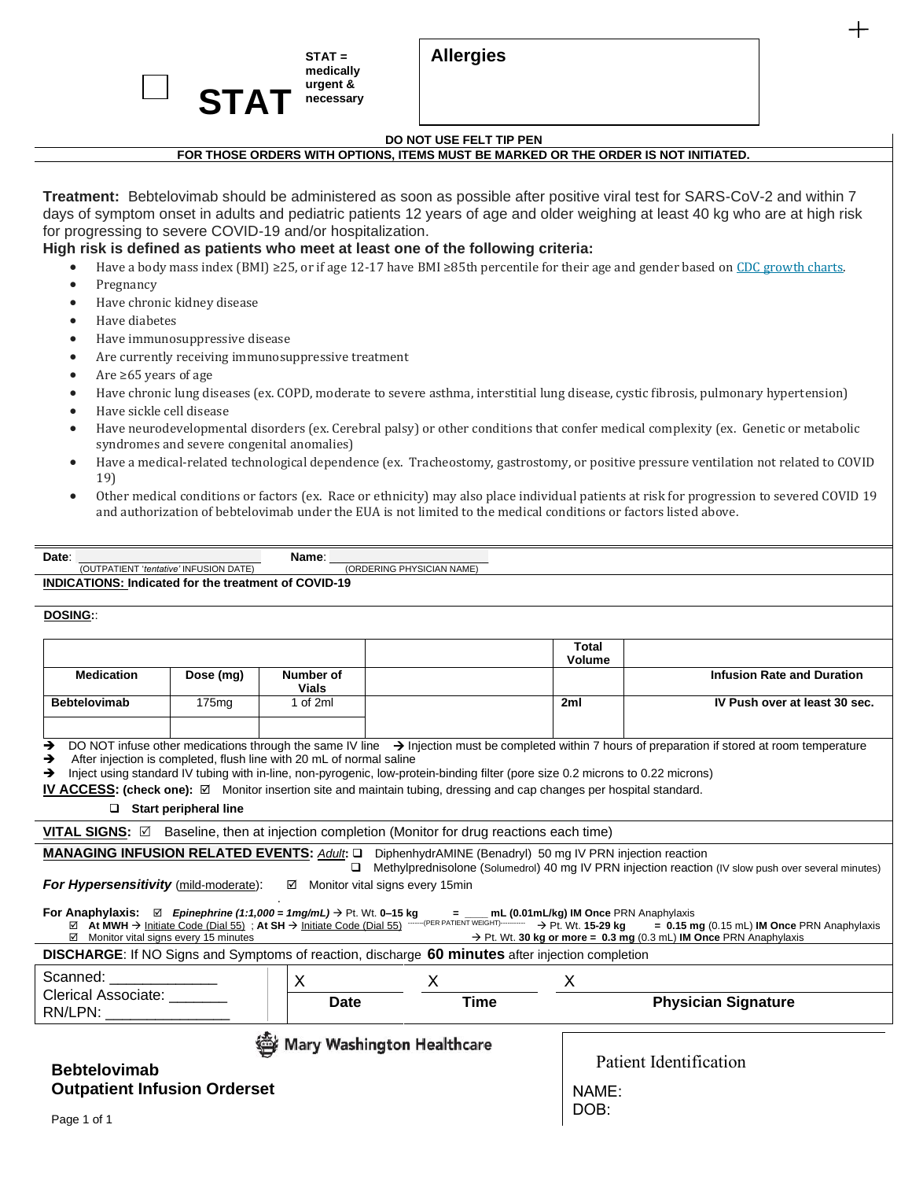☐ **STAT**

**STAT = medically urgent & necessary**

**Allergies**

**DO NOT USE FELT TIP PEN**

**FOR THOSE ORDERS WITH OPTIONS, ITEMS MUST BE MARKED OR THE ORDER IS NOT INITIATED.**

**Treatment:** Bebtelovimab should be administered as soon as possible after positive viral test for SARS-CoV-2 and within 7 days of symptom onset in adults and pediatric patients 12 years of age and older weighing at least 40 kg who are at high risk for progressing to severe COVID-19 and/or hospitalization.

**High risk is defined as patients who meet at least one of the following criteria:**

- Have a body mass index (BMI) ≥25, or if age 12-17 have BMI ≥85th percentile for their age and gender based on CDC growth charts.
- Pregnancy
- Have chronic kidney disease
- Have diabetes
- Have immunosuppressive disease
- Are currently receiving immunosuppressive treatment
- Are ≥65 years of age
- Have chronic lung diseases (ex. COPD, moderate to severe asthma, interstitial lung disease, cystic fibrosis, pulmonary hypertension)
- Have sickle cell disease
- Have neurodevelopmental disorders (ex. Cerebral palsy) or other conditions that confer medical complexity (ex. Genetic or metabolic syndromes and severe congenital anomalies)
- Have a medical-related technological dependence (ex. Tracheostomy, gastrostomy, or positive pressure ventilation not related to COVID 19)
- Other medical conditions or factors (ex. Race or ethnicity) may also place individual patients at risk for progression to severed COVID 19 and authorization of bebtelovimab under the EUA is not limited to the medical conditions or factors listed above.

**Date**: ____________________ (OUTPATIENT '*tentative*' INFUSION DATE) **Name**: ____________________ (ORDERING PHYSICIAN NAME)

**INDICATIONS: Indicated for the treatment of COVID-19**

**DOSING:**:

| | | | | Total Volume | |
|---|---|---|---|---|---|
| **Medication** | **Dose (mg)** | **Number of Vials** | | | **Infusion Rate and Duration** |
| **Bebtelovimab** | 175mg | 1 of 2ml | | **2ml** | **IV Push over at least 30 sec.** |
| | | | | | |

→ DO NOT infuse other medications through the same IV line → Injection must be completed within 7 hours of preparation if stored at room temperature
→ After injection is completed, flush line with 20 mL of normal saline
→ Inject using standard IV tubing with in-line, non-pyrogenic, low-protein-binding filter (pore size 0.2 microns to 0.22 microns)

**IV ACCESS: (check one):** ☑ Monitor insertion site and maintain tubing, dressing and cap changes per hospital standard.

☐ **Start peripheral line**

**VITAL SIGNS:** ☑ Baseline, then at injection completion (Monitor for drug reactions each time)

**MANAGING INFUSION RELATED EVENTS:** *Adult*: ☐ DiphenhydrAMINE (Benadryl) 50 mg IV PRN injection reaction
☐ Methylprednisolone (Solumedrol) 40 mg IV PRN injection reaction (IV slow push over several minutes)

***For Hypersensitivity*** (mild-moderate): ☑ Monitor vital signs every 15min

**For Anaphylaxis:** ☑ ***Epinephrine (1:1,000 = 1mg/mL)*** → Pt. Wt. **0–15 kg** = ____ **mL (0.01mL/kg) IM Once** PRN Anaphylaxis (PER PATIENT WEIGHT)
☑ **At MWH** → Initiate Code (Dial 55) ; **At SH** → Initiate Code (Dial 55) → Pt. Wt. **15-29 kg** = **0.15 mg** (0.15 mL) **IM Once** PRN Anaphylaxis
☑ Monitor vital signs every 15 minutes → Pt. Wt. **30 kg or more = 0.3 mg** (0.3 mL) **IM Once** PRN Anaphylaxis

**DISCHARGE**: If NO Signs and Symptoms of reaction, discharge **60 minutes** after injection completion

| | | | |
|---|---|---|---|
| Scanned: ____________ | X | X | X |
| Clerical Associate: _______ RN/LPN: ______________ | **Date** | **Time** | **Physician Signature** |

Mary Washington Healthcare

**Bebtelovimab Outpatient Infusion Orderset**

Patient Identification

NAME:

DOB: